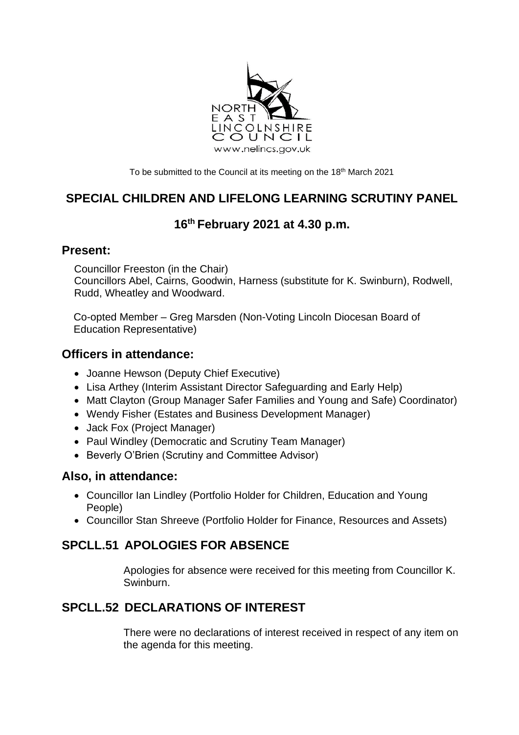NORTH EAST LINCOLNSHIRE COUNCIL
www.nelincs.gov.uk

To be submitted to the Council at its meeting on the 18th March 2021

# SPECIAL CHILDREN AND LIFELONG LEARNING SCRUTINY PANEL

## 16th February 2021 at 4.30 p.m.

## Present:

Councillor Freeston (in the Chair)
Councillors Abel, Cairns, Goodwin, Harness (substitute for K. Swinburn), Rodwell, Rudd, Wheatley and Woodward.

Co-opted Member – Greg Marsden (Non-Voting Lincoln Diocesan Board of Education Representative)

## Officers in attendance:

- Joanne Hewson (Deputy Chief Executive)
- Lisa Arthey (Interim Assistant Director Safeguarding and Early Help)
- Matt Clayton (Group Manager Safer Families and Young and Safe) Coordinator)
- Wendy Fisher (Estates and Business Development Manager)
- Jack Fox (Project Manager)
- Paul Windley (Democratic and Scrutiny Team Manager)
- Beverly O'Brien (Scrutiny and Committee Advisor)

## Also, in attendance:

- Councillor Ian Lindley (Portfolio Holder for Children, Education and Young People)
- Councillor Stan Shreeve (Portfolio Holder for Finance, Resources and Assets)

## SPCLL.51 APOLOGIES FOR ABSENCE

Apologies for absence were received for this meeting from Councillor K. Swinburn.

## SPCLL.52 DECLARATIONS OF INTEREST

There were no declarations of interest received in respect of any item on the agenda for this meeting.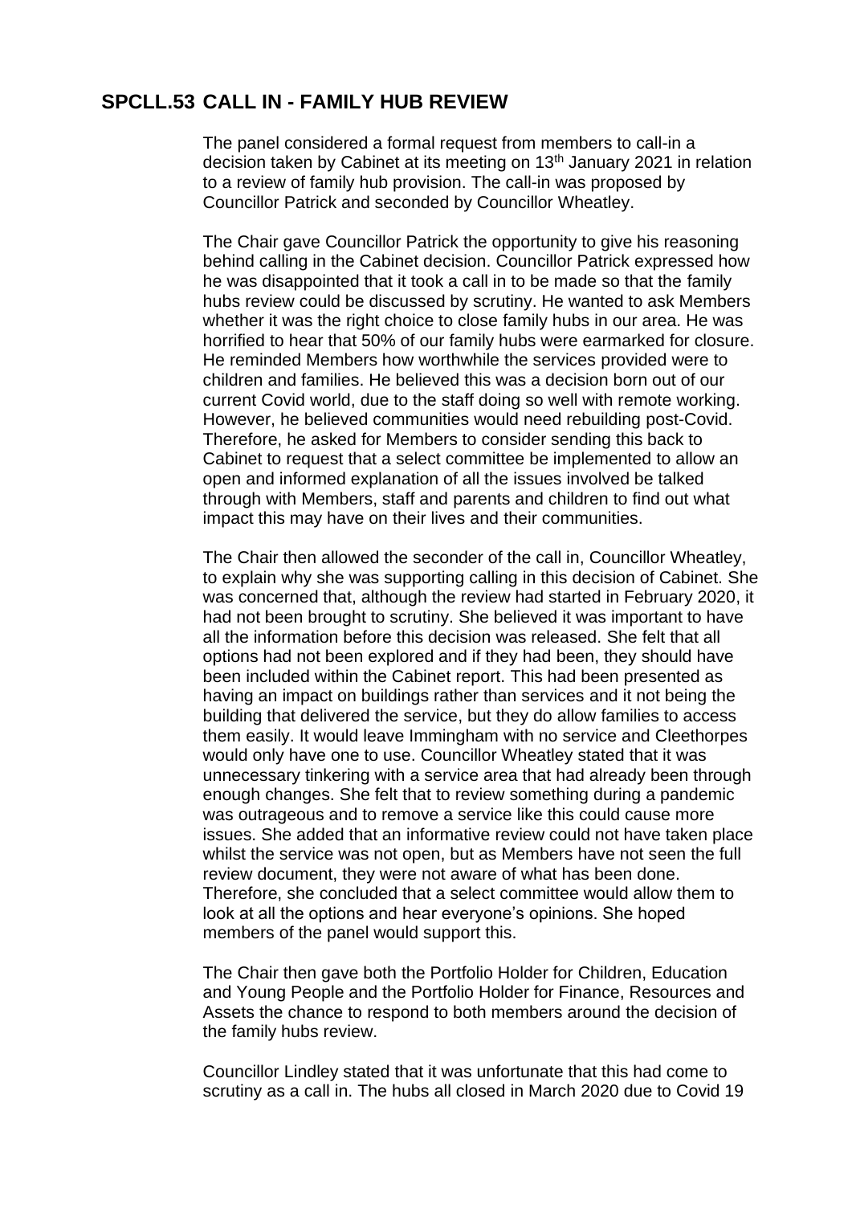## SPCLL.53 CALL IN - FAMILY HUB REVIEW

The panel considered a formal request from members to call-in a decision taken by Cabinet at its meeting on 13th January 2021 in relation to a review of family hub provision. The call-in was proposed by Councillor Patrick and seconded by Councillor Wheatley.

The Chair gave Councillor Patrick the opportunity to give his reasoning behind calling in the Cabinet decision. Councillor Patrick expressed how he was disappointed that it took a call in to be made so that the family hubs review could be discussed by scrutiny. He wanted to ask Members whether it was the right choice to close family hubs in our area. He was horrified to hear that 50% of our family hubs were earmarked for closure. He reminded Members how worthwhile the services provided were to children and families. He believed this was a decision born out of our current Covid world, due to the staff doing so well with remote working. However, he believed communities would need rebuilding post-Covid. Therefore, he asked for Members to consider sending this back to Cabinet to request that a select committee be implemented to allow an open and informed explanation of all the issues involved be talked through with Members, staff and parents and children to find out what impact this may have on their lives and their communities.

The Chair then allowed the seconder of the call in, Councillor Wheatley, to explain why she was supporting calling in this decision of Cabinet. She was concerned that, although the review had started in February 2020, it had not been brought to scrutiny. She believed it was important to have all the information before this decision was released. She felt that all options had not been explored and if they had been, they should have been included within the Cabinet report. This had been presented as having an impact on buildings rather than services and it not being the building that delivered the service, but they do allow families to access them easily. It would leave Immingham with no service and Cleethorpes would only have one to use. Councillor Wheatley stated that it was unnecessary tinkering with a service area that had already been through enough changes. She felt that to review something during a pandemic was outrageous and to remove a service like this could cause more issues. She added that an informative review could not have taken place whilst the service was not open, but as Members have not seen the full review document, they were not aware of what has been done. Therefore, she concluded that a select committee would allow them to look at all the options and hear everyone's opinions. She hoped members of the panel would support this.

The Chair then gave both the Portfolio Holder for Children, Education and Young People and the Portfolio Holder for Finance, Resources and Assets the chance to respond to both members around the decision of the family hubs review.

Councillor Lindley stated that it was unfortunate that this had come to scrutiny as a call in. The hubs all closed in March 2020 due to Covid 19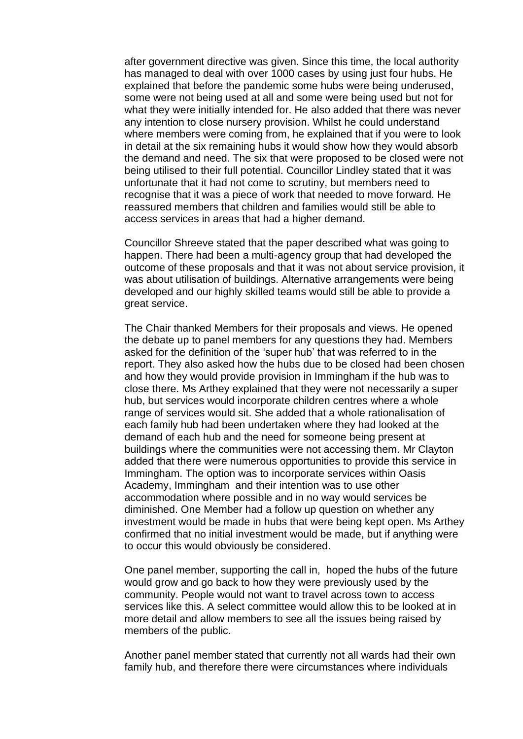after government directive was given. Since this time, the local authority has managed to deal with over 1000 cases by using just four hubs. He explained that before the pandemic some hubs were being underused, some were not being used at all and some were being used but not for what they were initially intended for. He also added that there was never any intention to close nursery provision. Whilst he could understand where members were coming from, he explained that if you were to look in detail at the six remaining hubs it would show how they would absorb the demand and need. The six that were proposed to be closed were not being utilised to their full potential. Councillor Lindley stated that it was unfortunate that it had not come to scrutiny, but members need to recognise that it was a piece of work that needed to move forward. He reassured members that children and families would still be able to access services in areas that had a higher demand.

Councillor Shreeve stated that the paper described what was going to happen. There had been a multi-agency group that had developed the outcome of these proposals and that it was not about service provision, it was about utilisation of buildings. Alternative arrangements were being developed and our highly skilled teams would still be able to provide a great service.

The Chair thanked Members for their proposals and views. He opened the debate up to panel members for any questions they had. Members asked for the definition of the 'super hub' that was referred to in the report. They also asked how the hubs due to be closed had been chosen and how they would provide provision in Immingham if the hub was to close there. Ms Arthey explained that they were not necessarily a super hub, but services would incorporate children centres where a whole range of services would sit. She added that a whole rationalisation of each family hub had been undertaken where they had looked at the demand of each hub and the need for someone being present at buildings where the communities were not accessing them. Mr Clayton added that there were numerous opportunities to provide this service in Immingham. The option was to incorporate services within Oasis Academy, Immingham and their intention was to use other accommodation where possible and in no way would services be diminished. One Member had a follow up question on whether any investment would be made in hubs that were being kept open. Ms Arthey confirmed that no initial investment would be made, but if anything were to occur this would obviously be considered.

One panel member, supporting the call in, hoped the hubs of the future would grow and go back to how they were previously used by the community. People would not want to travel across town to access services like this. A select committee would allow this to be looked at in more detail and allow members to see all the issues being raised by members of the public.

Another panel member stated that currently not all wards had their own family hub, and therefore there were circumstances where individuals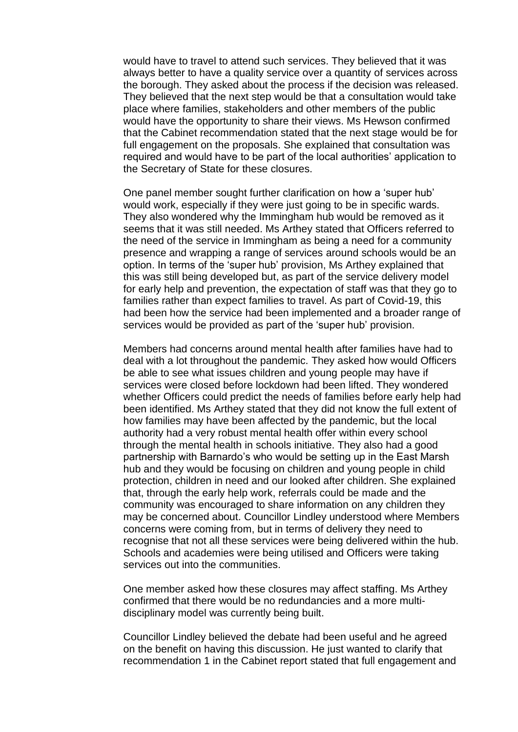would have to travel to attend such services. They believed that it was always better to have a quality service over a quantity of services across the borough. They asked about the process if the decision was released. They believed that the next step would be that a consultation would take place where families, stakeholders and other members of the public would have the opportunity to share their views. Ms Hewson confirmed that the Cabinet recommendation stated that the next stage would be for full engagement on the proposals. She explained that consultation was required and would have to be part of the local authorities' application to the Secretary of State for these closures.

One panel member sought further clarification on how a 'super hub' would work, especially if they were just going to be in specific wards. They also wondered why the Immingham hub would be removed as it seems that it was still needed. Ms Arthey stated that Officers referred to the need of the service in Immingham as being a need for a community presence and wrapping a range of services around schools would be an option. In terms of the 'super hub' provision, Ms Arthey explained that this was still being developed but, as part of the service delivery model for early help and prevention, the expectation of staff was that they go to families rather than expect families to travel. As part of Covid-19, this had been how the service had been implemented and a broader range of services would be provided as part of the 'super hub' provision.

Members had concerns around mental health after families have had to deal with a lot throughout the pandemic. They asked how would Officers be able to see what issues children and young people may have if services were closed before lockdown had been lifted. They wondered whether Officers could predict the needs of families before early help had been identified. Ms Arthey stated that they did not know the full extent of how families may have been affected by the pandemic, but the local authority had a very robust mental health offer within every school through the mental health in schools initiative. They also had a good partnership with Barnardo's who would be setting up in the East Marsh hub and they would be focusing on children and young people in child protection, children in need and our looked after children. She explained that, through the early help work, referrals could be made and the community was encouraged to share information on any children they may be concerned about. Councillor Lindley understood where Members concerns were coming from, but in terms of delivery they need to recognise that not all these services were being delivered within the hub. Schools and academies were being utilised and Officers were taking services out into the communities.

One member asked how these closures may affect staffing. Ms Arthey confirmed that there would be no redundancies and a more multi-disciplinary model was currently being built.

Councillor Lindley believed the debate had been useful and he agreed on the benefit on having this discussion. He just wanted to clarify that recommendation 1 in the Cabinet report stated that full engagement and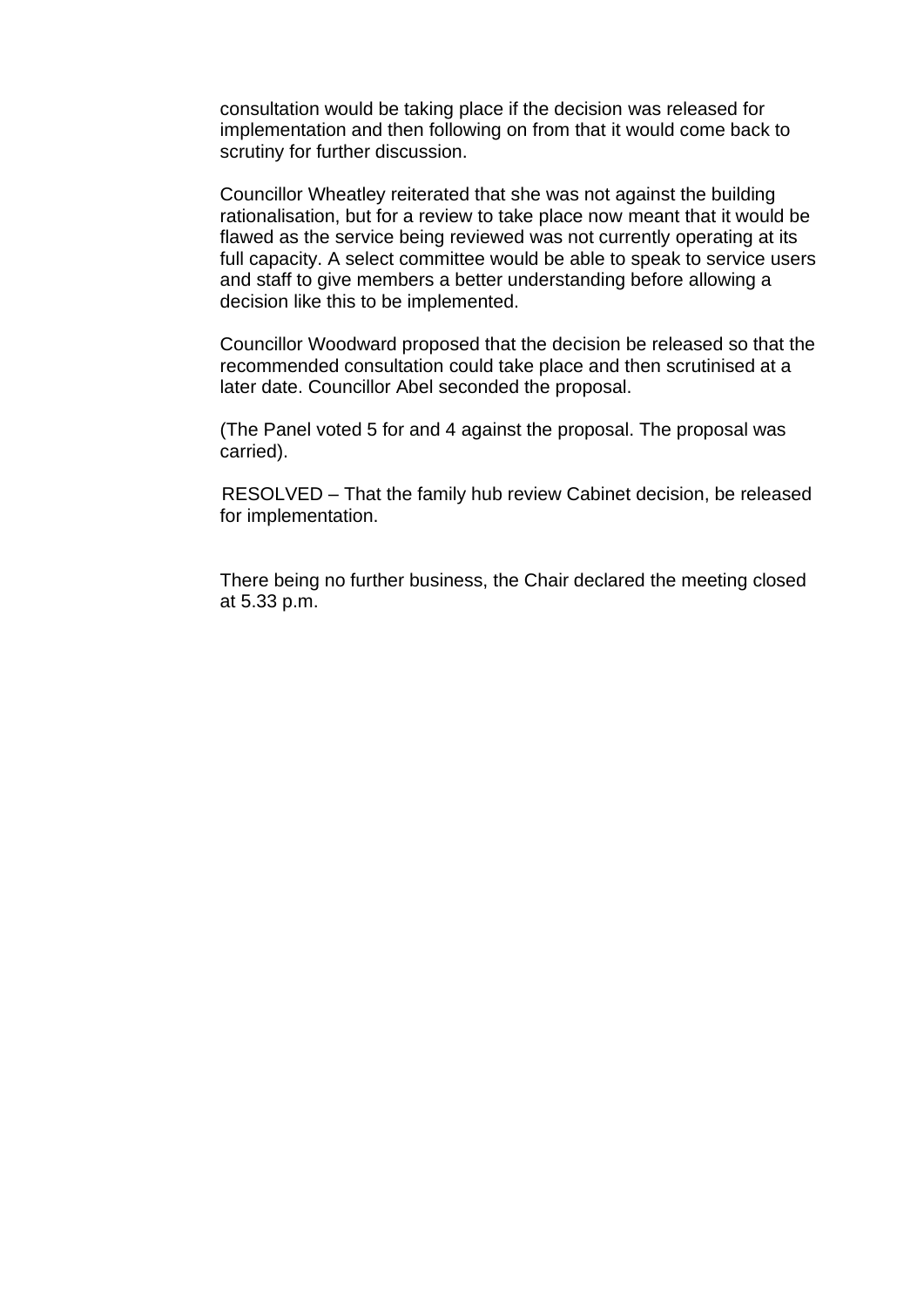consultation would be taking place if the decision was released for implementation and then following on from that it would come back to scrutiny for further discussion.

Councillor Wheatley reiterated that she was not against the building rationalisation, but for a review to take place now meant that it would be flawed as the service being reviewed was not currently operating at its full capacity. A select committee would be able to speak to service users and staff to give members a better understanding before allowing a decision like this to be implemented.

Councillor Woodward proposed that the decision be released so that the recommended consultation could take place and then scrutinised at a later date. Councillor Abel seconded the proposal.

(The Panel voted 5 for and 4 against the proposal. The proposal was carried).

RESOLVED – That the family hub review Cabinet decision, be released for implementation.

There being no further business, the Chair declared the meeting closed at 5.33 p.m.